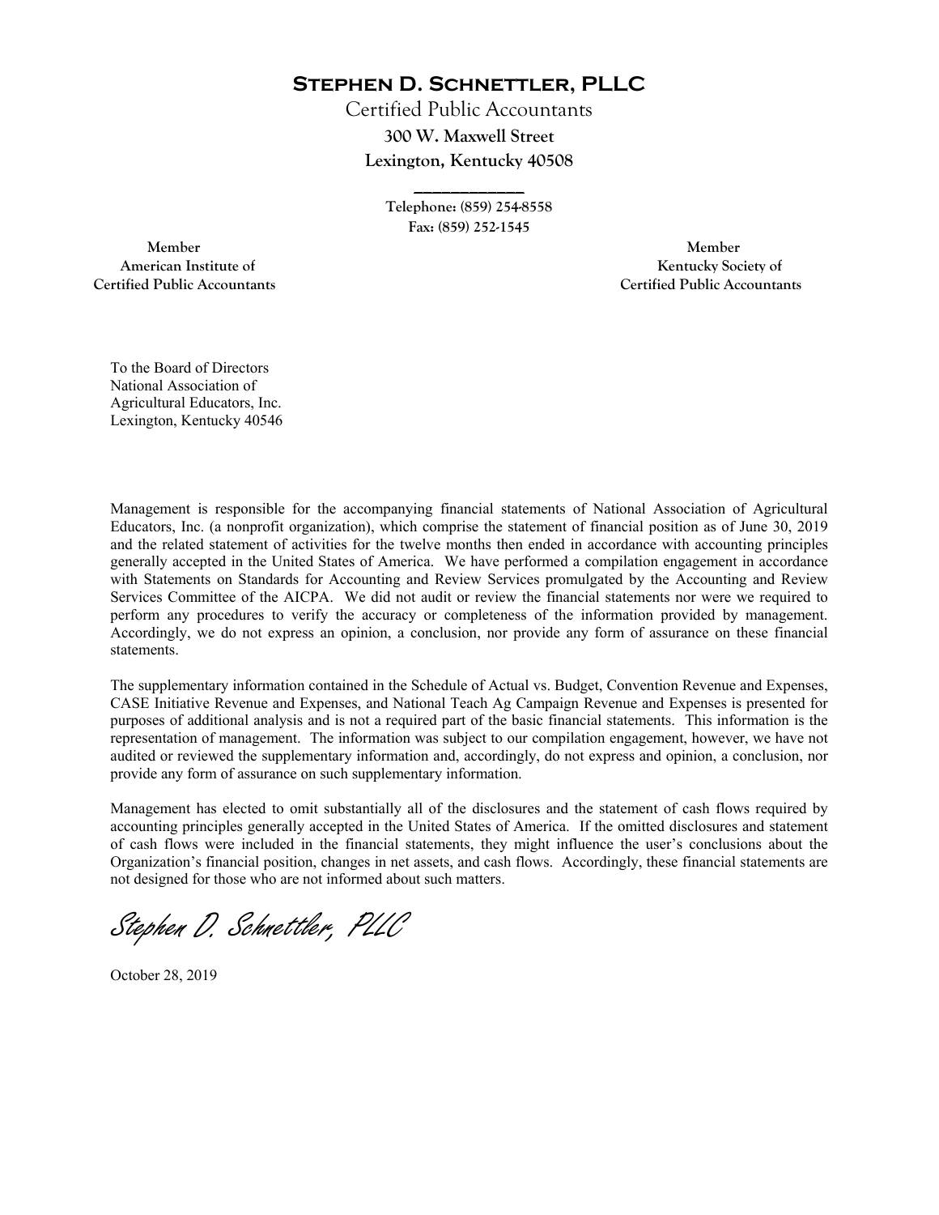# Stephen D. Schnettler, PLLC

Certified Public Accountants

**300 W. Maxwell Street**

**Lexington, Kentucky 40508**

**Telephone: (859) 254-8558**

**Fax: (859) 252-1545**

**Member**
**American Institute of**
**Certified Public Accountants**

**Member**
**Kentucky Society of**
**Certified Public Accountants**

To the Board of Directors
National Association of
Agricultural Educators, Inc.
Lexington, Kentucky 40546

Management is responsible for the accompanying financial statements of National Association of Agricultural Educators, Inc. (a nonprofit organization), which comprise the statement of financial position as of June 30, 2019 and the related statement of activities for the twelve months then ended in accordance with accounting principles generally accepted in the United States of America. We have performed a compilation engagement in accordance with Statements on Standards for Accounting and Review Services promulgated by the Accounting and Review Services Committee of the AICPA. We did not audit or review the financial statements nor were we required to perform any procedures to verify the accuracy or completeness of the information provided by management. Accordingly, we do not express an opinion, a conclusion, nor provide any form of assurance on these financial statements.

The supplementary information contained in the Schedule of Actual vs. Budget, Convention Revenue and Expenses, CASE Initiative Revenue and Expenses, and National Teach Ag Campaign Revenue and Expenses is presented for purposes of additional analysis and is not a required part of the basic financial statements. This information is the representation of management. The information was subject to our compilation engagement, however, we have not audited or reviewed the supplementary information and, accordingly, do not express and opinion, a conclusion, nor provide any form of assurance on such supplementary information.

Management has elected to omit substantially all of the disclosures and the statement of cash flows required by accounting principles generally accepted in the United States of America. If the omitted disclosures and statement of cash flows were included in the financial statements, they might influence the user's conclusions about the Organization's financial position, changes in net assets, and cash flows. Accordingly, these financial statements are not designed for those who are not informed about such matters.

*Stephen D. Schnettler, PLLC*

October 28, 2019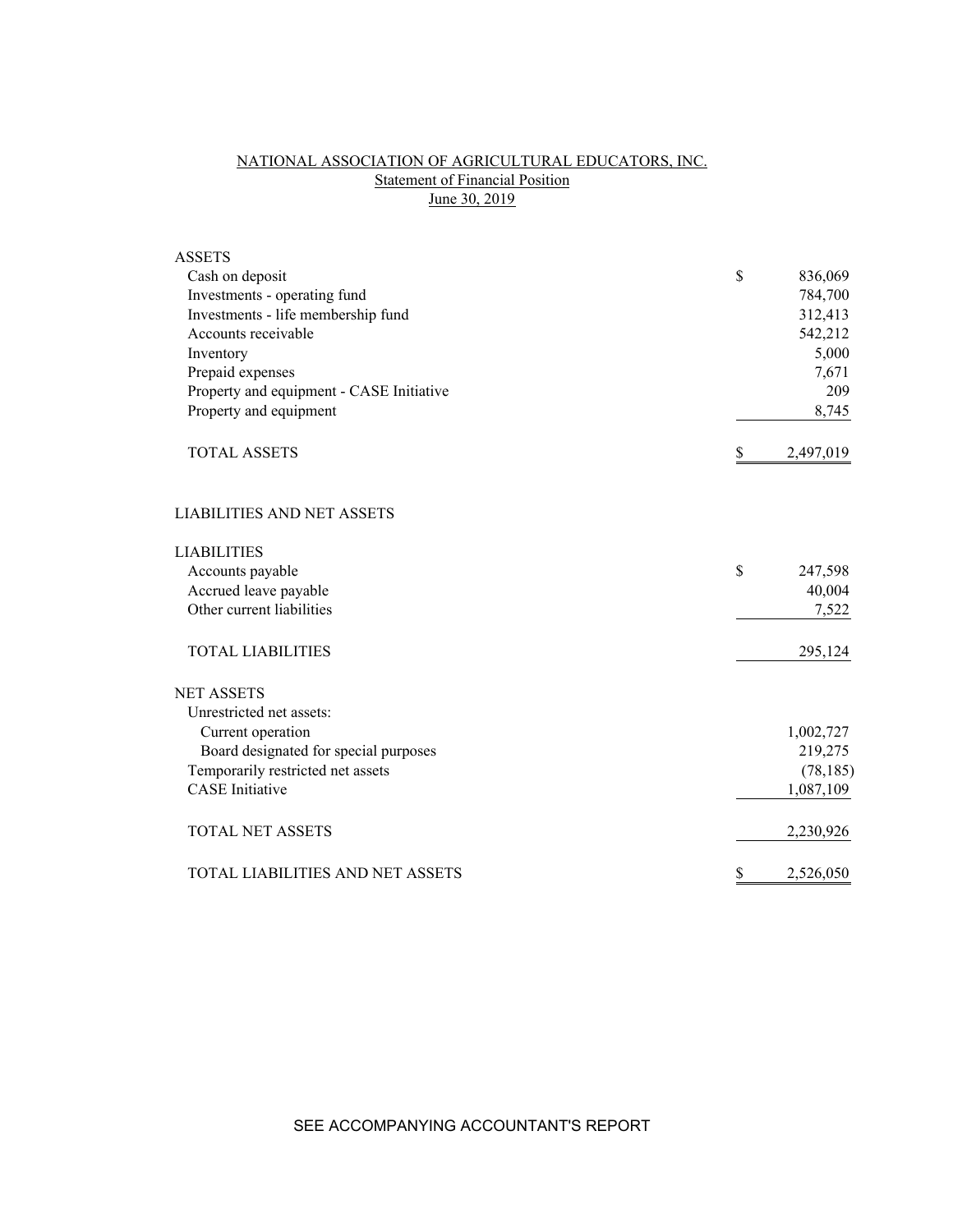NATIONAL ASSOCIATION OF AGRICULTURAL EDUCATORS, INC.
Statement of Financial Position
June 30, 2019

| | | |
|---|---|---|
| ASSETS | | |
| Cash on deposit | $ | 836,069 |
| Investments - operating fund | | 784,700 |
| Investments - life membership fund | | 312,413 |
| Accounts receivable | | 542,212 |
| Inventory | | 5,000 |
| Prepaid expenses | | 7,671 |
| Property and equipment - CASE Initiative | | 209 |
| Property and equipment | | 8,745 |
| TOTAL ASSETS | $ | 2,497,019 |
| | | |
| LIABILITIES AND NET ASSETS | | |
| | | |
| LIABILITIES | | |
| Accounts payable | $ | 247,598 |
| Accrued leave payable | | 40,004 |
| Other current liabilities | | 7,522 |
| TOTAL LIABILITIES | | 295,124 |
| | | |
| NET ASSETS | | |
| Unrestricted net assets: | | |
| Current operation | | 1,002,727 |
| Board designated for special purposes | | 219,275 |
| Temporarily restricted net assets | | (78,185) |
| CASE Initiative | | 1,087,109 |
| TOTAL NET ASSETS | | 2,230,926 |
| | | |
| TOTAL LIABILITIES AND NET ASSETS | $ | 2,526,050 |

SEE ACCOMPANYING ACCOUNTANT'S REPORT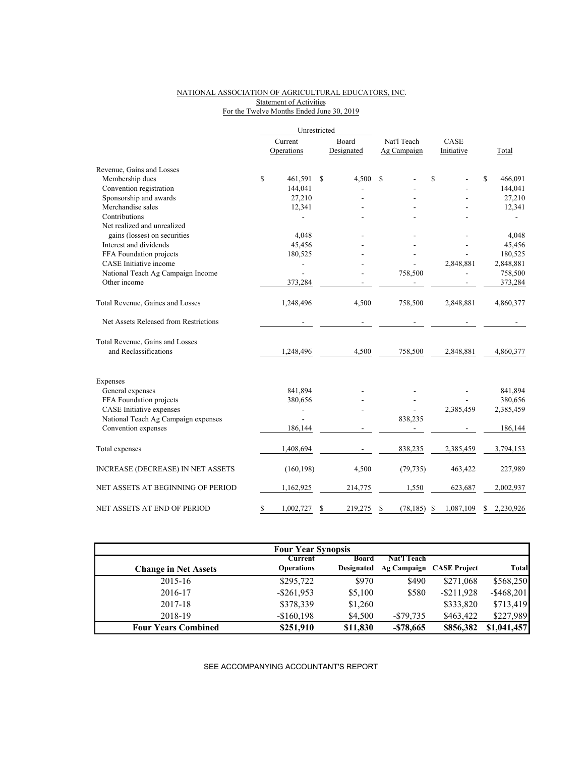NATIONAL ASSOCIATION OF AGRICULTURAL EDUCATORS, INC.

Statement of Activities

For the Twelve Months Ended June 30, 2019

| | Unrestricted | | | | |
|---|---|---|---|---|---|
| | Current Operations | Board Designated | Nat'l Teach Ag Campaign | CASE Initiative | Total |
| **Revenue, Gains and Losses** | | | | | |
| Membership dues | $ 461,591 | $ 4,500 | $ - | $ - | $ 466,091 |
| Convention registration | 144,041 | - | - | - | 144,041 |
| Sponsorship and awards | 27,210 | - | - | - | 27,210 |
| Merchandise sales | 12,341 | - | - | - | 12,341 |
| Contributions | - | - | - | - | - |
| Net realized and unrealized gains (losses) on securities | 4,048 | - | - | - | 4,048 |
| Interest and dividends | 45,456 | - | - | - | 45,456 |
| FFA Foundation projects | 180,525 | - | - | - | 180,525 |
| CASE Initiative income | - | - | - | 2,848,881 | 2,848,881 |
| National Teach Ag Campaign Income | - | - | 758,500 | - | 758,500 |
| Other income | 373,284 | - | - | - | 373,284 |
| Total Revenue, Gaines and Losses | 1,248,496 | 4,500 | 758,500 | 2,848,881 | 4,860,377 |
| Net Assets Released from Restrictions | - | - | - | - | - |
| Total Revenue, Gains and Losses and Reclassifications | 1,248,496 | 4,500 | 758,500 | 2,848,881 | 4,860,377 |
| **Expenses** | | | | | |
| General expenses | 841,894 | - | - | - | 841,894 |
| FFA Foundation projects | 380,656 | - | - | - | 380,656 |
| CASE Initiative expenses | - | - | - | 2,385,459 | 2,385,459 |
| National Teach Ag Campaign expenses | - | | 838,235 | | |
| Convention expenses | 186,144 | - | - | - | 186,144 |
| Total expenses | 1,408,694 | - | 838,235 | 2,385,459 | 3,794,153 |
| INCREASE (DECREASE) IN NET ASSETS | (160,198) | 4,500 | (79,735) | 463,422 | 227,989 |
| NET ASSETS AT BEGINNING OF PERIOD | 1,162,925 | 214,775 | 1,550 | 623,687 | 2,002,937 |
| NET ASSETS AT END OF PERIOD | $ 1,002,727 | $ 219,275 | $ (78,185) | $ 1,087,109 | $ 2,230,926 |

**Four Year Synopsis**

| Change in Net Assets | Current Operations | Board Designated | Nat'l Teach Ag Campaign | CASE Project | Total |
|---|---|---|---|---|---|
| 2015-16 | $295,722 | $970 | $490 | $271,068 | $568,250 |
| 2016-17 | -$261,953 | $5,100 | $580 | -$211,928 | -$468,201 |
| 2017-18 | $378,339 | $1,260 | | $333,820 | $713,419 |
| 2018-19 | -$160,198 | $4,500 | -$79,735 | $463,422 | $227,989 |
| **Four Years Combined** | **$251,910** | **$11,830** | **-$78,665** | **$856,382** | **$1,041,457** |

SEE ACCOMPANYING ACCOUNTANT'S REPORT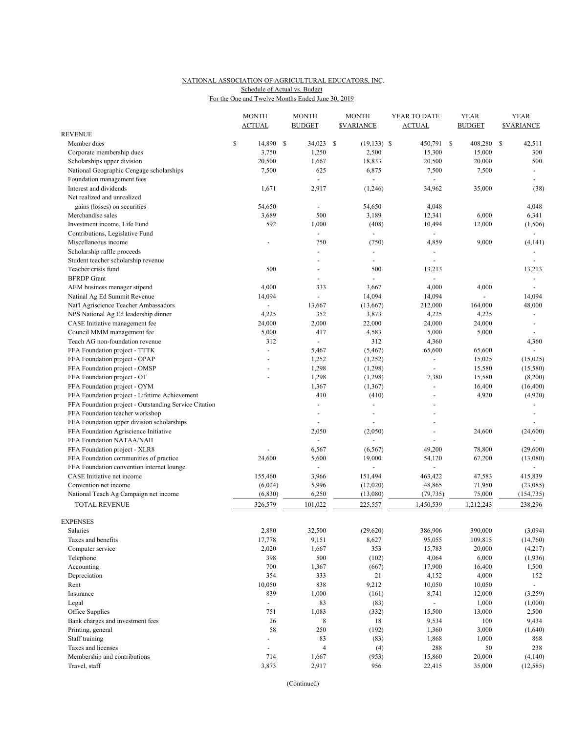NATIONAL ASSOCIATION OF AGRICULTURAL EDUCATORS, INC.
Schedule of Actual vs. Budget
For the One and Twelve Months Ended June 30, 2019

| | MONTH ACTUAL | MONTH BUDGET | MONTH $VARIANCE | YEAR TO DATE ACTUAL | YEAR BUDGET | YEAR $VARIANCE |
|---|---|---|---|---|---|---|
| REVENUE | | | | | | |
| Member dues | $ 14,890 | $ 34,023 | $ (19,133) | $ 450,791 | $ 408,280 | $ 42,511 |
| Corporate membership dues | 3,750 | 1,250 | 2,500 | 15,300 | 15,000 | 300 |
| Scholarships upper division | 20,500 | 1,667 | 18,833 | 20,500 | 20,000 | 500 |
| National Geographic Cengage scholarships | 7,500 | 625 | 6,875 | 7,500 | 7,500 | - |
| Foundation management fees | | - | - | - | | - |
| Interest and dividends | 1,671 | 2,917 | (1,246) | 34,962 | 35,000 | (38) |
| Net realized and unrealized gains (losses) on securities | 54,650 | - | 54,650 | 4,048 | | 4,048 |
| Merchandise sales | 3,689 | 500 | 3,189 | 12,341 | 6,000 | 6,341 |
| Investment income, Life Fund | 592 | 1,000 | (408) | 10,494 | 12,000 | (1,506) |
| Contributions, Legislative Fund | | - | - | - | | - |
| Miscellaneous income | - | 750 | (750) | 4,859 | 9,000 | (4,141) |
| Scholarship raffle proceeds | | - | - | - | | - |
| Student teacher scholarship revenue | | - | - | - | | - |
| Teacher crisis fund | 500 | - | 500 | 13,213 | | 13,213 |
| BFRDP Grant | | - | - | - | | - |
| AEM business manager stipend | 4,000 | 333 | 3,667 | 4,000 | 4,000 | - |
| Natinal Ag Ed Summit Revenue | 14,094 | - | 14,094 | 14,094 | - | 14,094 |
| Nat'l Agriscience Teacher Ambassadors | - | 13,667 | (13,667) | 212,000 | 164,000 | 48,000 |
| NPS National Ag Ed leadership dinner | 4,225 | 352 | 3,873 | 4,225 | 4,225 | - |
| CASE Initiative management fee | 24,000 | 2,000 | 22,000 | 24,000 | 24,000 | - |
| Council MMM management fee | 5,000 | 417 | 4,583 | 5,000 | 5,000 | - |
| Teach AG non-foundation revenue | 312 | - | 312 | 4,360 | | 4,360 |
| FFA Foundation project - TTTK | - | 5,467 | (5,467) | 65,600 | 65,600 | - |
| FFA Foundation project - OPAP | - | 1,252 | (1,252) | - | 15,025 | (15,025) |
| FFA Foundation project - OMSP | - | 1,298 | (1,298) | - | 15,580 | (15,580) |
| FFA Foundation project - OT | - | 1,298 | (1,298) | 7,380 | 15,580 | (8,200) |
| FFA Foundation project - OYM | | 1,367 | (1,367) | - | 16,400 | (16,400) |
| FFA Foundation project - Lifetime Achievement | | 410 | (410) | - | 4,920 | (4,920) |
| FFA Foundation project - Outstanding Service Citation | | - | - | - | | - |
| FFA Foundation teacher workshop | | - | - | - | | - |
| FFA Foundation upper division scholarships | | - | - | - | | - |
| FFA Foundation Agriscience Initiative | | 2,050 | (2,050) | - | 24,600 | (24,600) |
| FFA Foundation NATAA/NAII | | - | - | - | | - |
| FFA Foundation project - XLR8 | - | 6,567 | (6,567) | 49,200 | 78,800 | (29,600) |
| FFA Foundation communities of practice | 24,600 | 5,600 | 19,000 | 54,120 | 67,200 | (13,080) |
| FFA Foundation convention internet lounge | | - | - | - | | - |
| CASE Initiative net income | 155,460 | 3,966 | 151,494 | 463,422 | 47,583 | 415,839 |
| Convention net income | (6,024) | 5,996 | (12,020) | 48,865 | 71,950 | (23,085) |
| National Teach Ag Campaign net income | (6,830) | 6,250 | (13,080) | (79,735) | 75,000 | (154,735) |
| TOTAL REVENUE | 326,579 | 101,022 | 225,557 | 1,450,539 | 1,212,243 | 238,296 |
| EXPENSES | | | | | | |
| Salaries | 2,880 | 32,500 | (29,620) | 386,906 | 390,000 | (3,094) |
| Taxes and benefits | 17,778 | 9,151 | 8,627 | 95,055 | 109,815 | (14,760) |
| Computer service | 2,020 | 1,667 | 353 | 15,783 | 20,000 | (4,217) |
| Telephone | 398 | 500 | (102) | 4,064 | 6,000 | (1,936) |
| Accounting | 700 | 1,367 | (667) | 17,900 | 16,400 | 1,500 |
| Depreciation | 354 | 333 | 21 | 4,152 | 4,000 | 152 |
| Rent | 10,050 | 838 | 9,212 | 10,050 | 10,050 | - |
| Insurance | 839 | 1,000 | (161) | 8,741 | 12,000 | (3,259) |
| Legal | - | 83 | (83) | - | 1,000 | (1,000) |
| Office Supplies | 751 | 1,083 | (332) | 15,500 | 13,000 | 2,500 |
| Bank charges and investment fees | 26 | 8 | 18 | 9,534 | 100 | 9,434 |
| Printing, general | 58 | 250 | (192) | 1,360 | 3,000 | (1,640) |
| Staff training | - | 83 | (83) | 1,868 | 1,000 | 868 |
| Taxes and licenses | - | 4 | (4) | 288 | 50 | 238 |
| Membership and contributions | 714 | 1,667 | (953) | 15,860 | 20,000 | (4,140) |
| Travel, staff | 3,873 | 2,917 | 956 | 22,415 | 35,000 | (12,585) |

(Continued)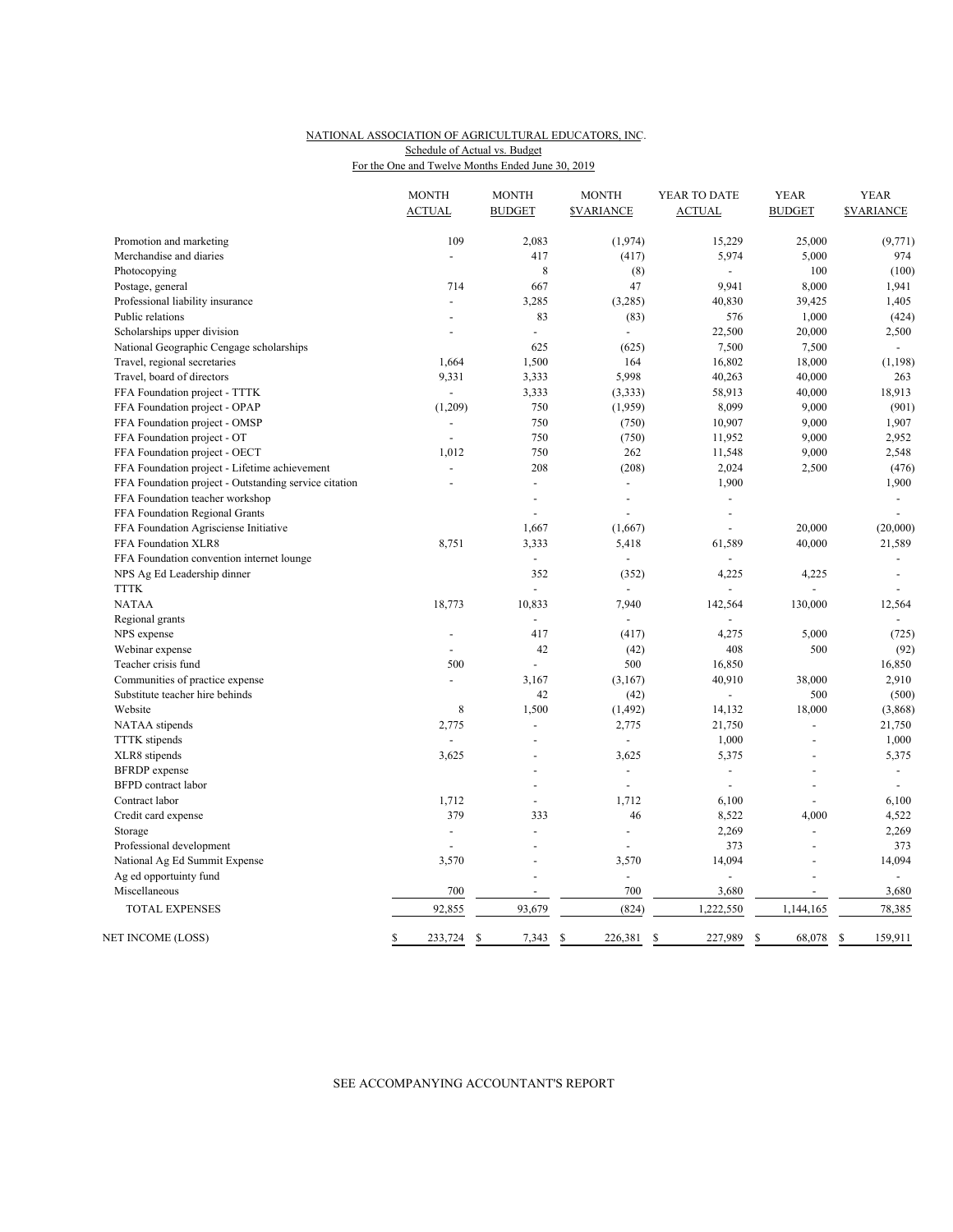NATIONAL ASSOCIATION OF AGRICULTURAL EDUCATORS, INC.
Schedule of Actual vs. Budget
For the One and Twelve Months Ended June 30, 2019

| | MONTH ACTUAL | MONTH BUDGET | MONTH $VARIANCE | YEAR TO DATE ACTUAL | YEAR BUDGET | YEAR $VARIANCE |
|---|---|---|---|---|---|---|
| Promotion and marketing | 109 | 2,083 | (1,974) | 15,229 | 25,000 | (9,771) |
| Merchandise and diaries | - | 417 | (417) | 5,974 | 5,000 | 974 |
| Photocopying | | 8 | (8) | - | 100 | (100) |
| Postage, general | 714 | 667 | 47 | 9,941 | 8,000 | 1,941 |
| Professional liability insurance | - | 3,285 | (3,285) | 40,830 | 39,425 | 1,405 |
| Public relations | - | 83 | (83) | 576 | 1,000 | (424) |
| Scholarships upper division | - | - | - | 22,500 | 20,000 | 2,500 |
| National Geographic Cengage scholarships | | 625 | (625) | 7,500 | 7,500 | - |
| Travel, regional secretaries | 1,664 | 1,500 | 164 | 16,802 | 18,000 | (1,198) |
| Travel, board of directors | 9,331 | 3,333 | 5,998 | 40,263 | 40,000 | 263 |
| FFA Foundation project - TTTK | - | 3,333 | (3,333) | 58,913 | 40,000 | 18,913 |
| FFA Foundation project - OPAP | (1,209) | 750 | (1,959) | 8,099 | 9,000 | (901) |
| FFA Foundation project - OMSP | - | 750 | (750) | 10,907 | 9,000 | 1,907 |
| FFA Foundation project - OT | - | 750 | (750) | 11,952 | 9,000 | 2,952 |
| FFA Foundation project - OECT | 1,012 | 750 | 262 | 11,548 | 9,000 | 2,548 |
| FFA Foundation project - Lifetime achievement | - | 208 | (208) | 2,024 | 2,500 | (476) |
| FFA Foundation project - Outstanding service citation | - | - | - | 1,900 | | 1,900 |
| FFA Foundation teacher workshop | | - | - | - | | - |
| FFA Foundation Regional Grants | | - | - | - | | - |
| FFA Foundation Agrisciense Initiative | | 1,667 | (1,667) | - | 20,000 | (20,000) |
| FFA Foundation XLR8 | 8,751 | 3,333 | 5,418 | 61,589 | 40,000 | 21,589 |
| FFA Foundation convention internet lounge | | - | - | - | | - |
| NPS Ag Ed Leadership dinner | | 352 | (352) | 4,225 | 4,225 | - |
| TTTK | | - | - | - | - | - |
| NATAA | 18,773 | 10,833 | 7,940 | 142,564 | 130,000 | 12,564 |
| Regional grants | | - | - | - | | - |
| NPS expense | - | 417 | (417) | 4,275 | 5,000 | (725) |
| Webinar expense | - | 42 | (42) | 408 | 500 | (92) |
| Teacher crisis fund | 500 | - | 500 | 16,850 | | 16,850 |
| Communities of practice expense | - | 3,167 | (3,167) | 40,910 | 38,000 | 2,910 |
| Substitute teacher hire behinds | | 42 | (42) | - | 500 | (500) |
| Website | 8 | 1,500 | (1,492) | 14,132 | 18,000 | (3,868) |
| NATAA stipends | 2,775 | - | 2,775 | 21,750 | - | 21,750 |
| TTTK stipends | - | - | - | 1,000 | - | 1,000 |
| XLR8 stipends | 3,625 | - | 3,625 | 5,375 | - | 5,375 |
| BFRDP expense | | - | - | - | - | - |
| BFPD contract labor | | - | - | - | - | - |
| Contract labor | 1,712 | - | 1,712 | 6,100 | - | 6,100 |
| Credit card expense | 379 | 333 | 46 | 8,522 | 4,000 | 4,522 |
| Storage | - | - | - | 2,269 | - | 2,269 |
| Professional development | - | - | - | 373 | - | 373 |
| National Ag Ed Summit Expense | 3,570 | - | 3,570 | 14,094 | - | 14,094 |
| Ag ed opportuinty fund | | - | - | - | - | - |
| Miscellaneous | 700 | - | 700 | 3,680 | - | 3,680 |
| TOTAL EXPENSES | 92,855 | 93,679 | (824) | 1,222,550 | 1,144,165 | 78,385 |
| NET INCOME (LOSS) | $ 233,724 | $ 7,343 | $ 226,381 | $ 227,989 | $ 68,078 | $ 159,911 |

SEE ACCOMPANYING ACCOUNTANT'S REPORT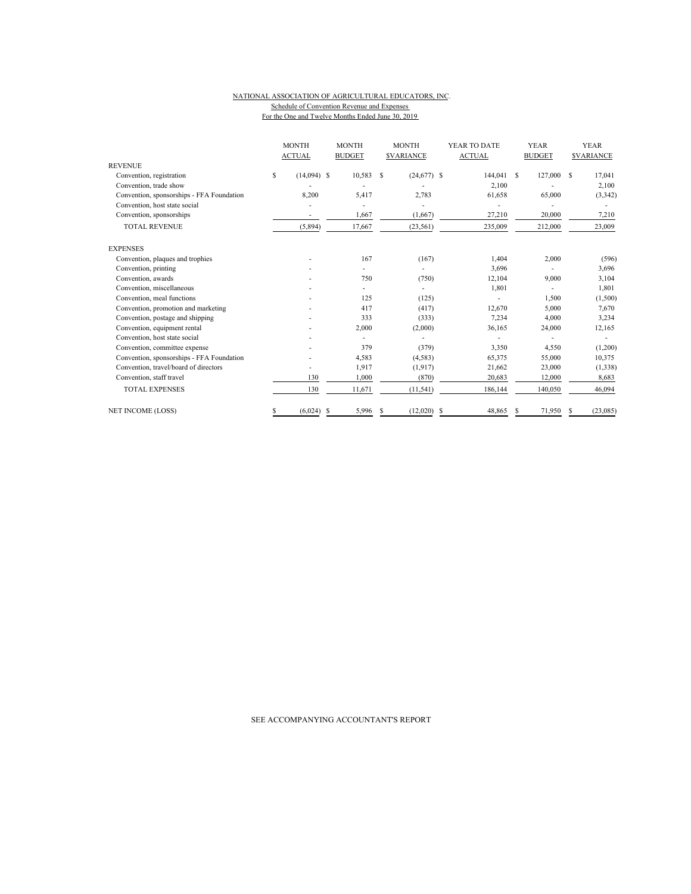NATIONAL ASSOCIATION OF AGRICULTURAL EDUCATORS, INC.
Schedule of Convention Revenue and Expenses
For the One and Twelve Months Ended June 30, 2019

| | MONTH ACTUAL | MONTH BUDGET | MONTH $VARIANCE | YEAR TO DATE ACTUAL | YEAR BUDGET | YEAR $VARIANCE |
|---|---|---|---|---|---|---|
| REVENUE | | | | | | |
| Convention, registration | $ (14,094) | $ 10,583 | $ (24,677) | $ 144,041 | $ 127,000 | $ 17,041 |
| Convention, trade show | - | - | - | 2,100 | - | 2,100 |
| Convention, sponsorships - FFA Foundation | 8,200 | 5,417 | 2,783 | 61,658 | 65,000 | (3,342) |
| Convention, host state social | - | - | - | - | - | - |
| Convention, sponsorships | - | 1,667 | (1,667) | 27,210 | 20,000 | 7,210 |
| TOTAL REVENUE | (5,894) | 17,667 | (23,561) | 235,009 | 212,000 | 23,009 |
| EXPENSES | | | | | | |
| Convention, plaques and trophies | - | 167 | (167) | 1,404 | 2,000 | (596) |
| Convention, printing | - | - | - | 3,696 | - | 3,696 |
| Convention, awards | - | 750 | (750) | 12,104 | 9,000 | 3,104 |
| Convention, miscellaneous | - | - | - | 1,801 | - | 1,801 |
| Convention, meal functions | - | 125 | (125) | - | 1,500 | (1,500) |
| Convention, promotion and marketing | - | 417 | (417) | 12,670 | 5,000 | 7,670 |
| Convention, postage and shipping | - | 333 | (333) | 7,234 | 4,000 | 3,234 |
| Convention, equipment rental | - | 2,000 | (2,000) | 36,165 | 24,000 | 12,165 |
| Convention, host state social | - | - | - | - | - | - |
| Convention, committee expense | - | 379 | (379) | 3,350 | 4,550 | (1,200) |
| Convention, sponsorships - FFA Foundation | - | 4,583 | (4,583) | 65,375 | 55,000 | 10,375 |
| Convention, travel/board of directors | - | 1,917 | (1,917) | 21,662 | 23,000 | (1,338) |
| Convention, staff travel | 130 | 1,000 | (870) | 20,683 | 12,000 | 8,683 |
| TOTAL EXPENSES | 130 | 11,671 | (11,541) | 186,144 | 140,050 | 46,094 |
| NET INCOME (LOSS) | $ (6,024) | $ 5,996 | $ (12,020) | $ 48,865 | $ 71,950 | $ (23,085) |

SEE ACCOMPANYING ACCOUNTANT'S REPORT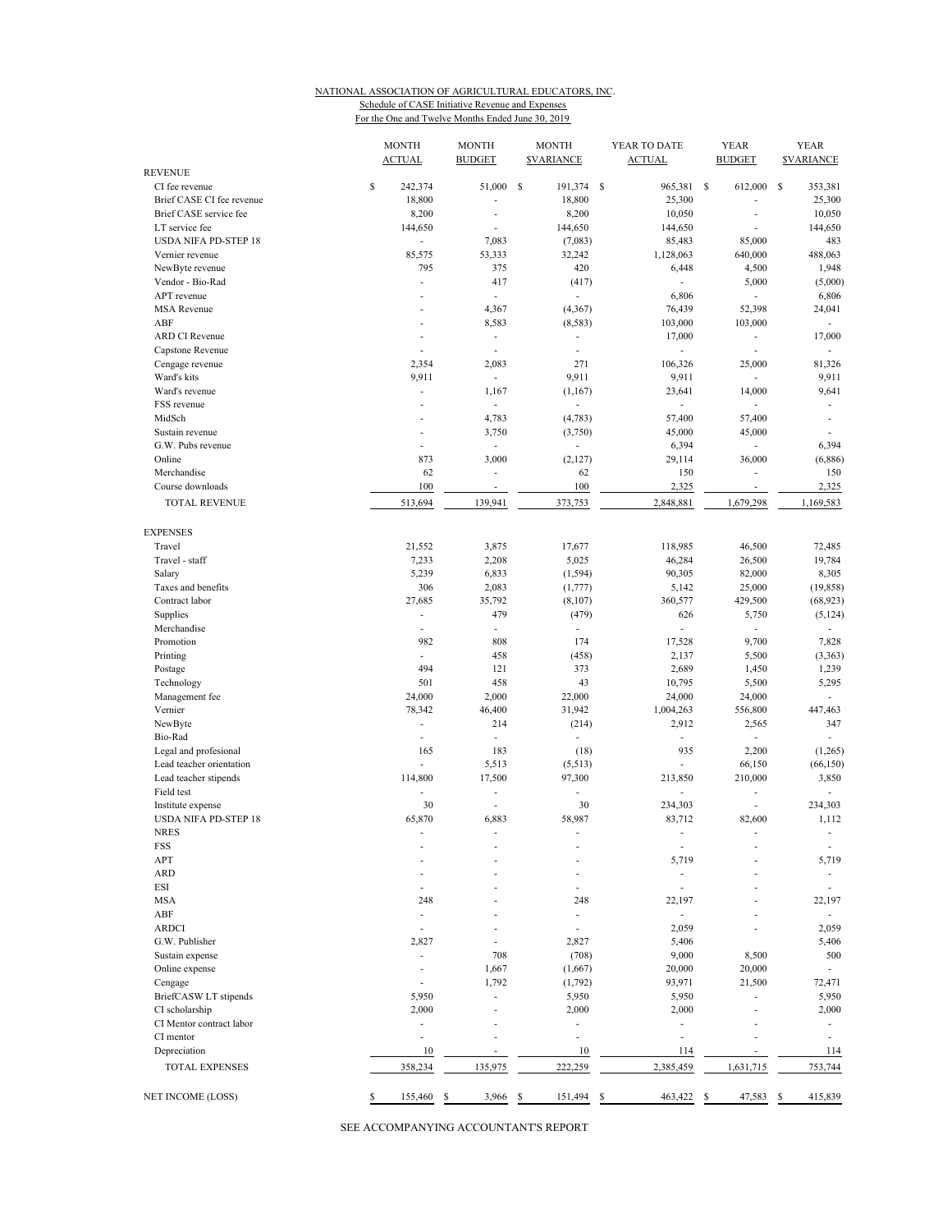NATIONAL ASSOCIATION OF AGRICULTURAL EDUCATORS, INC.

Schedule of CASE Initiative Revenue and Expenses

For the One and Twelve Months Ended June 30, 2019

| | MONTH ACTUAL | MONTH BUDGET | MONTH $VARIANCE | YEAR TO DATE ACTUAL | YEAR BUDGET | YEAR $VARIANCE |
|---|---|---|---|---|---|---|
| REVENUE | | | | | | |
| CI fee revenue | $ 242,374 | 51,000 | $ 191,374 | $ 965,381 | $ 612,000 | $ 353,381 |
| Brief CASE CI fee revenue | 18,800 | - | 18,800 | 25,300 | - | 25,300 |
| Brief CASE service fee | 8,200 | - | 8,200 | 10,050 | - | 10,050 |
| LT service fee | 144,650 | - | 144,650 | 144,650 | - | 144,650 |
| USDA NIFA PD-STEP 18 | - | 7,083 | (7,083) | 85,483 | 85,000 | 483 |
| Vernier revenue | 85,575 | 53,333 | 32,242 | 1,128,063 | 640,000 | 488,063 |
| NewByte revenue | 795 | 375 | 420 | 6,448 | 4,500 | 1,948 |
| Vendor - Bio-Rad | - | 417 | (417) | - | 5,000 | (5,000) |
| APT revenue | - | - | - | 6,806 | - | 6,806 |
| MSA Revenue | - | 4,367 | (4,367) | 76,439 | 52,398 | 24,041 |
| ABF | - | 8,583 | (8,583) | 103,000 | 103,000 | - |
| ARD CI Revenue | - | - | - | 17,000 | - | 17,000 |
| Capstone Revenue | - | - | - | - | - | - |
| Cengage revenue | 2,354 | 2,083 | 271 | 106,326 | 25,000 | 81,326 |
| Ward's kits | 9,911 | - | 9,911 | 9,911 | - | 9,911 |
| Ward's revenue | - | 1,167 | (1,167) | 23,641 | 14,000 | 9,641 |
| FSS revenue | - | - | - | - | - | - |
| MidSch | - | 4,783 | (4,783) | 57,400 | 57,400 | - |
| Sustain revenue | - | 3,750 | (3,750) | 45,000 | 45,000 | - |
| G.W. Pubs revenue | - | - | - | 6,394 | - | 6,394 |
| Online | 873 | 3,000 | (2,127) | 29,114 | 36,000 | (6,886) |
| Merchandise | 62 | - | 62 | 150 | - | 150 |
| Course downloads | 100 | - | 100 | 2,325 | - | 2,325 |
| TOTAL REVENUE | 513,694 | 139,941 | 373,753 | 2,848,881 | 1,679,298 | 1,169,583 |
| EXPENSES | | | | | | |
| Travel | 21,552 | 3,875 | 17,677 | 118,985 | 46,500 | 72,485 |
| Travel - staff | 7,233 | 2,208 | 5,025 | 46,284 | 26,500 | 19,784 |
| Salary | 5,239 | 6,833 | (1,594) | 90,305 | 82,000 | 8,305 |
| Taxes and benefits | 306 | 2,083 | (1,777) | 5,142 | 25,000 | (19,858) |
| Contract labor | 27,685 | 35,792 | (8,107) | 360,577 | 429,500 | (68,923) |
| Supplies | - | 479 | (479) | 626 | 5,750 | (5,124) |
| Merchandise | - | - | - | - | - | - |
| Promotion | 982 | 808 | 174 | 17,528 | 9,700 | 7,828 |
| Printing | - | 458 | (458) | 2,137 | 5,500 | (3,363) |
| Postage | 494 | 121 | 373 | 2,689 | 1,450 | 1,239 |
| Technology | 501 | 458 | 43 | 10,795 | 5,500 | 5,295 |
| Management fee | 24,000 | 2,000 | 22,000 | 24,000 | 24,000 | - |
| Vernier | 78,342 | 46,400 | 31,942 | 1,004,263 | 556,800 | 447,463 |
| NewByte | - | 214 | (214) | 2,912 | 2,565 | 347 |
| Bio-Rad | - | - | - | - | - | - |
| Legal and profesional | 165 | 183 | (18) | 935 | 2,200 | (1,265) |
| Lead teacher orientation | - | 5,513 | (5,513) | - | 66,150 | (66,150) |
| Lead teacher stipends | 114,800 | 17,500 | 97,300 | 213,850 | 210,000 | 3,850 |
| Field test | - | - | - | - | - | - |
| Institute expense | 30 | - | 30 | 234,303 | - | 234,303 |
| USDA NIFA PD-STEP 18 | 65,870 | 6,883 | 58,987 | 83,712 | 82,600 | 1,112 |
| NRES | - | - | - | - | - | - |
| FSS | - | - | - | - | - | - |
| APT | - | - | - | 5,719 | - | 5,719 |
| ARD | - | - | - | - | - | - |
| ESI | - | - | - | - | - | - |
| MSA | 248 | - | 248 | 22,197 | - | 22,197 |
| ABF | - | - | - | - | - | - |
| ARDCI | - | - | - | 2,059 | - | 2,059 |
| G.W. Publisher | 2,827 | - | 2,827 | 5,406 | | 5,406 |
| Sustain expense | - | 708 | (708) | 9,000 | 8,500 | 500 |
| Online expense | - | 1,667 | (1,667) | 20,000 | 20,000 | - |
| Cengage | - | 1,792 | (1,792) | 93,971 | 21,500 | 72,471 |
| BriefCASW LT stipends | 5,950 | - | 5,950 | 5,950 | - | 5,950 |
| CI scholarship | 2,000 | - | 2,000 | 2,000 | - | 2,000 |
| CI Mentor contract labor | - | - | - | - | - | - |
| CI mentor | - | - | - | - | - | - |
| Depreciation | 10 | - | 10 | 114 | - | 114 |
| TOTAL EXPENSES | 358,234 | 135,975 | 222,259 | 2,385,459 | 1,631,715 | 753,744 |
| NET INCOME (LOSS) | $ 155,460 | $ 3,966 | $ 151,494 | $ 463,422 | $ 47,583 | $ 415,839 |

SEE ACCOMPANYING ACCOUNTANT'S REPORT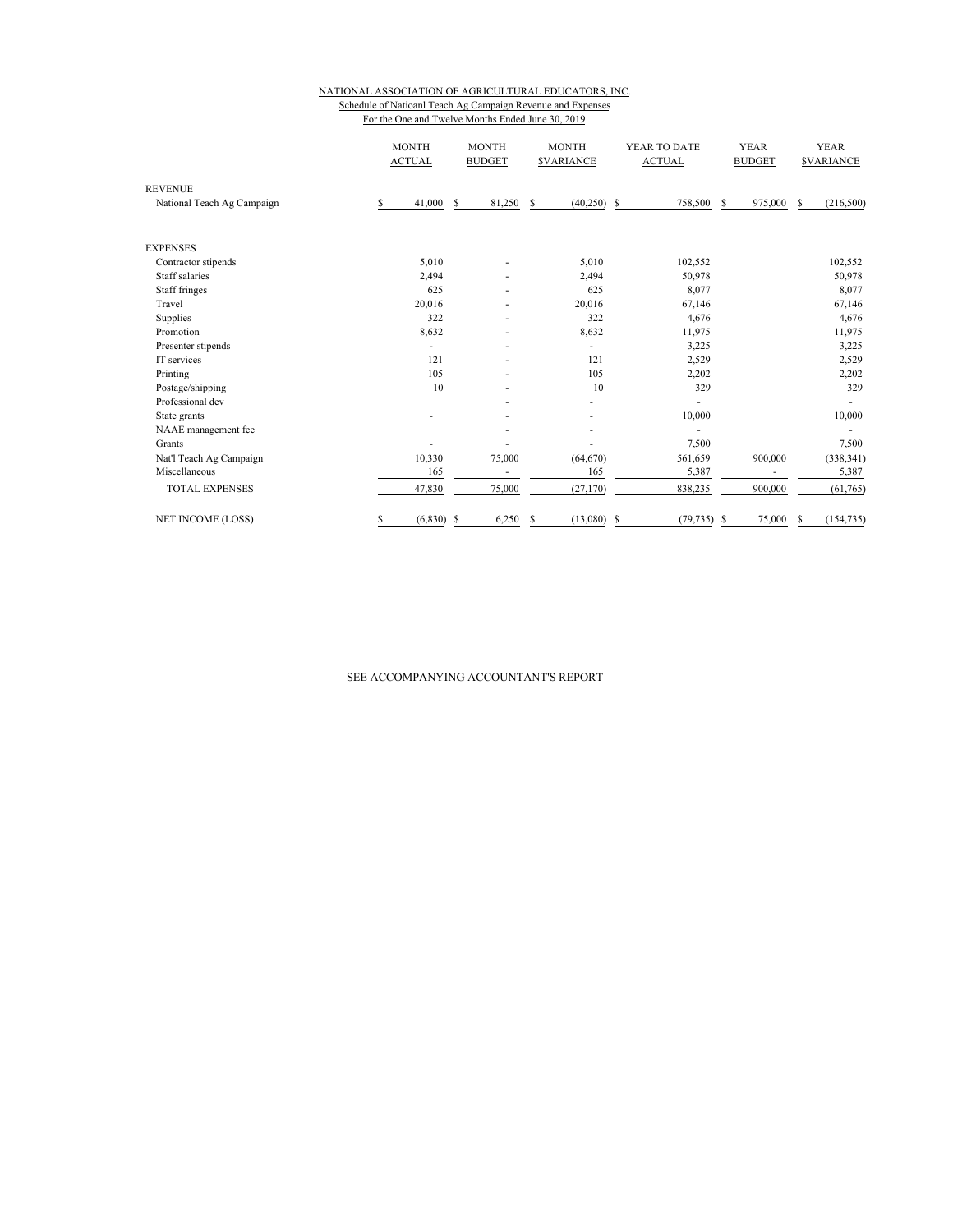NATIONAL ASSOCIATION OF AGRICULTURAL EDUCATORS, INC.

Schedule of Natioanl Teach Ag Campaign Revenue and Expenses

For the One and Twelve Months Ended June 30, 2019

| | MONTH ACTUAL | MONTH BUDGET | MONTH $VARIANCE | YEAR TO DATE ACTUAL | YEAR BUDGET | YEAR $VARIANCE |
|---|---|---|---|---|---|---|
| REVENUE | | | | | | |
| National Teach Ag Campaign | $ 41,000 | $ 81,250 | $ (40,250) | $ 758,500 | $ 975,000 | $ (216,500) |
| EXPENSES | | | | | | |
| Contractor stipends | 5,010 | - | 5,010 | 102,552 | | 102,552 |
| Staff salaries | 2,494 | - | 2,494 | 50,978 | | 50,978 |
| Staff fringes | 625 | - | 625 | 8,077 | | 8,077 |
| Travel | 20,016 | - | 20,016 | 67,146 | | 67,146 |
| Supplies | 322 | - | 322 | 4,676 | | 4,676 |
| Promotion | 8,632 | - | 8,632 | 11,975 | | 11,975 |
| Presenter stipends | - | - | - | 3,225 | | 3,225 |
| IT services | 121 | - | 121 | 2,529 | | 2,529 |
| Printing | 105 | - | 105 | 2,202 | | 2,202 |
| Postage/shipping | 10 | - | 10 | 329 | | 329 |
| Professional dev | | - | - | - | | - |
| State grants | - | - | - | 10,000 | | 10,000 |
| NAAE management fee | | - | - | - | | - |
| Grants | - | - | - | 7,500 | | 7,500 |
| Nat'l Teach Ag Campaign | 10,330 | 75,000 | (64,670) | 561,659 | 900,000 | (338,341) |
| Miscellaneous | 165 | - | 165 | 5,387 | - | 5,387 |
| TOTAL EXPENSES | 47,830 | 75,000 | (27,170) | 838,235 | 900,000 | (61,765) |
| NET INCOME (LOSS) | $ (6,830) | $ 6,250 | $ (13,080) | $ (79,735) | $ 75,000 | $ (154,735) |

SEE ACCOMPANYING ACCOUNTANT'S REPORT